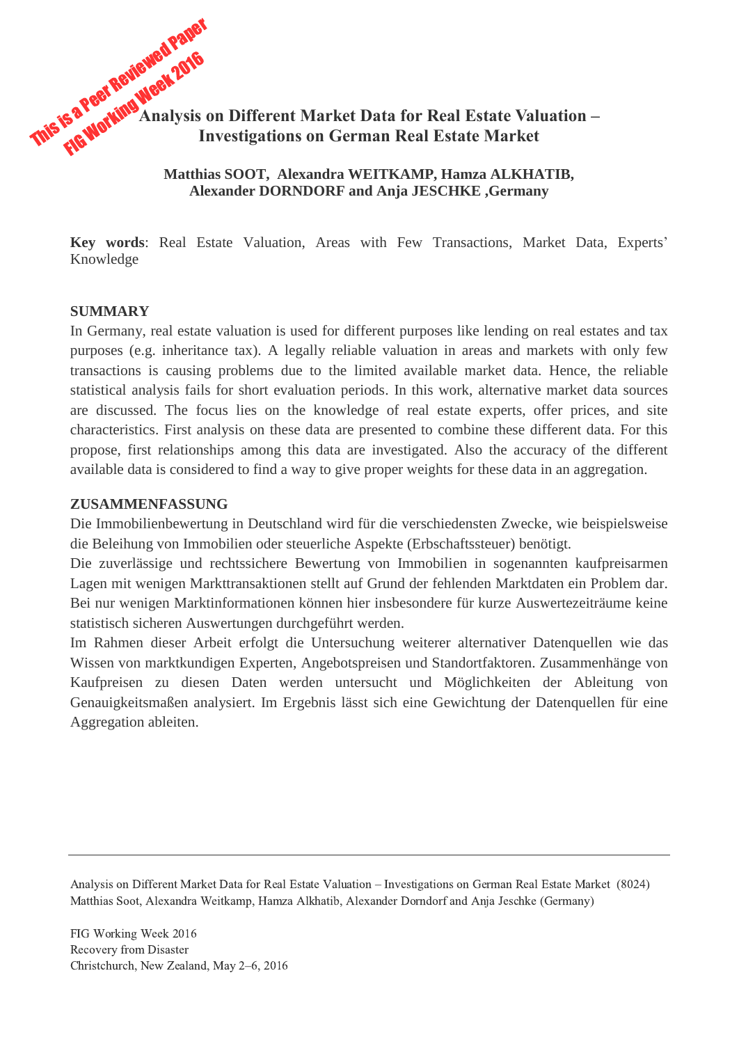This is a Peer Reviewed Paper
FIG Working Week 2016

# Analysis on Different Market Data for Real Estate Valuation – Investigations on German Real Estate Market

**Matthias SOOT, Alexandra WEITKAMP, Hamza ALKHATIB, Alexander DORNDORF and Anja JESCHKE ,Germany**

**Key words**: Real Estate Valuation, Areas with Few Transactions, Market Data, Experts' Knowledge

## SUMMARY

In Germany, real estate valuation is used for different purposes like lending on real estates and tax purposes (e.g. inheritance tax). A legally reliable valuation in areas and markets with only few transactions is causing problems due to the limited available market data. Hence, the reliable statistical analysis fails for short evaluation periods. In this work, alternative market data sources are discussed. The focus lies on the knowledge of real estate experts, offer prices, and site characteristics. First analysis on these data are presented to combine these different data. For this propose, first relationships among this data are investigated. Also the accuracy of the different available data is considered to find a way to give proper weights for these data in an aggregation.

## ZUSAMMENFASSUNG

Die Immobilienbewertung in Deutschland wird für die verschiedensten Zwecke, wie beispielsweise die Beleihung von Immobilien oder steuerliche Aspekte (Erbschaftssteuer) benötigt.

Die zuverlässige und rechtssichere Bewertung von Immobilien in sogenannten kaufpreisarmen Lagen mit wenigen Markttransaktionen stellt auf Grund der fehlenden Marktdaten ein Problem dar. Bei nur wenigen Marktinformationen können hier insbesondere für kurze Auswertezeiträume keine statistisch sicheren Auswertungen durchgeführt werden.

Im Rahmen dieser Arbeit erfolgt die Untersuchung weiterer alternativer Datenquellen wie das Wissen von marktkundigen Experten, Angebotspreisen und Standortfaktoren. Zusammenhänge von Kaufpreisen zu diesen Daten werden untersucht und Möglichkeiten der Ableitung von Genauigkeitsmaßen analysiert. Im Ergebnis lässt sich eine Gewichtung der Datenquellen für eine Aggregation ableiten.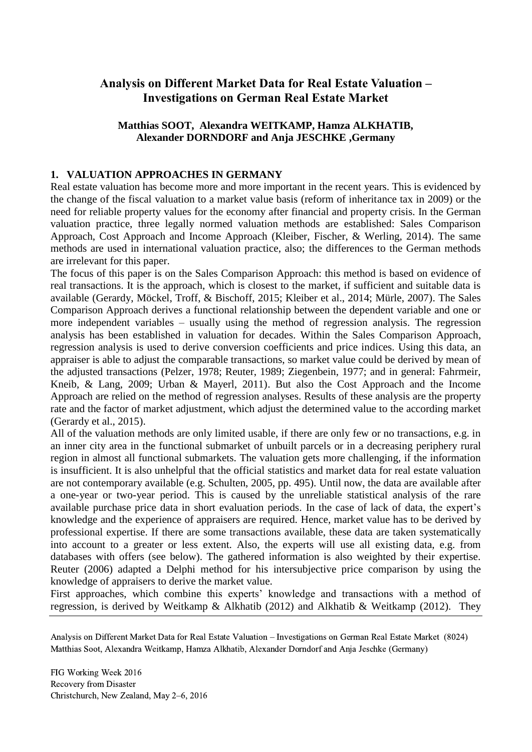# Analysis on Different Market Data for Real Estate Valuation – Investigations on German Real Estate Market

**Matthias SOOT, Alexandra WEITKAMP, Hamza ALKHATIB, Alexander DORNDORF and Anja JESCHKE ,Germany**

## 1. VALUATION APPROACHES IN GERMANY

Real estate valuation has become more and more important in the recent years. This is evidenced by the change of the fiscal valuation to a market value basis (reform of inheritance tax in 2009) or the need for reliable property values for the economy after financial and property crisis. In the German valuation practice, three legally normed valuation methods are established: Sales Comparison Approach, Cost Approach and Income Approach (Kleiber, Fischer, & Werling, 2014). The same methods are used in international valuation practice, also; the differences to the German methods are irrelevant for this paper.

The focus of this paper is on the Sales Comparison Approach: this method is based on evidence of real transactions. It is the approach, which is closest to the market, if sufficient and suitable data is available (Gerardy, Möckel, Troff, & Bischoff, 2015; Kleiber et al., 2014; Mürle, 2007). The Sales Comparison Approach derives a functional relationship between the dependent variable and one or more independent variables – usually using the method of regression analysis. The regression analysis has been established in valuation for decades. Within the Sales Comparison Approach, regression analysis is used to derive conversion coefficients and price indices. Using this data, an appraiser is able to adjust the comparable transactions, so market value could be derived by mean of the adjusted transactions (Pelzer, 1978; Reuter, 1989; Ziegenbein, 1977; and in general: Fahrmeir, Kneib, & Lang, 2009; Urban & Mayerl, 2011). But also the Cost Approach and the Income Approach are relied on the method of regression analyses. Results of these analysis are the property rate and the factor of market adjustment, which adjust the determined value to the according market (Gerardy et al., 2015).

All of the valuation methods are only limited usable, if there are only few or no transactions, e.g. in an inner city area in the functional submarket of unbuilt parcels or in a decreasing periphery rural region in almost all functional submarkets. The valuation gets more challenging, if the information is insufficient. It is also unhelpful that the official statistics and market data for real estate valuation are not contemporary available (e.g. Schulten, 2005, pp. 495). Until now, the data are available after a one-year or two-year period. This is caused by the unreliable statistical analysis of the rare available purchase price data in short evaluation periods. In the case of lack of data, the expert's knowledge and the experience of appraisers are required. Hence, market value has to be derived by professional expertise. If there are some transactions available, these data are taken systematically into account to a greater or less extent. Also, the experts will use all existing data, e.g. from databases with offers (see below). The gathered information is also weighted by their expertise. Reuter (2006) adapted a Delphi method for his intersubjective price comparison by using the knowledge of appraisers to derive the market value.

First approaches, which combine this experts' knowledge and transactions with a method of regression, is derived by Weitkamp & Alkhatib (2012) and Alkhatib & Weitkamp (2012). They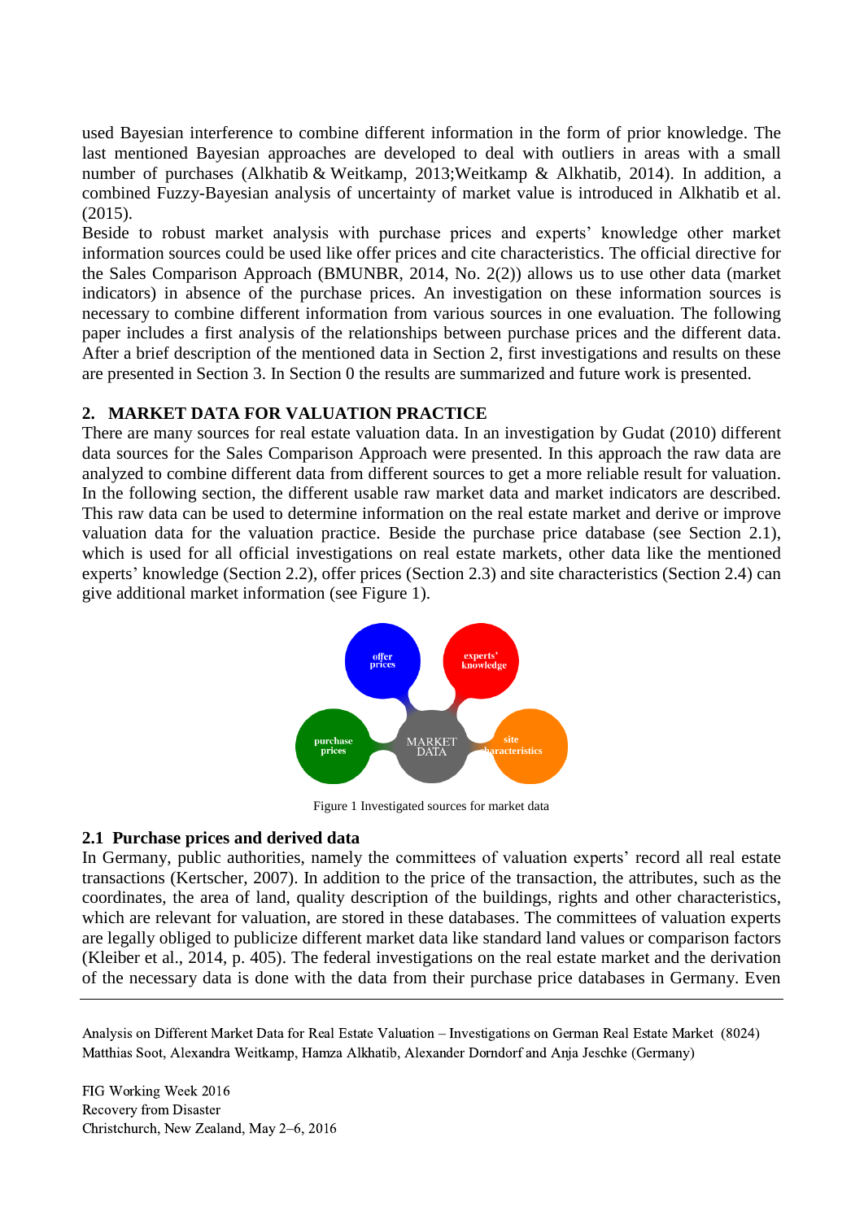used Bayesian interference to combine different information in the form of prior knowledge. The last mentioned Bayesian approaches are developed to deal with outliers in areas with a small number of purchases (Alkhatib & Weitkamp, 2013;Weitkamp & Alkhatib, 2014). In addition, a combined Fuzzy-Bayesian analysis of uncertainty of market value is introduced in Alkhatib et al. (2015).

Beside to robust market analysis with purchase prices and experts' knowledge other market information sources could be used like offer prices and cite characteristics. The official directive for the Sales Comparison Approach (BMUNBR, 2014, No. 2(2)) allows us to use other data (market indicators) in absence of the purchase prices. An investigation on these information sources is necessary to combine different information from various sources in one evaluation. The following paper includes a first analysis of the relationships between purchase prices and the different data. After a brief description of the mentioned data in Section 2, first investigations and results on these are presented in Section 3. In Section 0 the results are summarized and future work is presented.

## 2. MARKET DATA FOR VALUATION PRACTICE

There are many sources for real estate valuation data. In an investigation by Gudat (2010) different data sources for the Sales Comparison Approach were presented. In this approach the raw data are analyzed to combine different data from different sources to get a more reliable result for valuation. In the following section, the different usable raw market data and market indicators are described. This raw data can be used to determine information on the real estate market and derive or improve valuation data for the valuation practice. Beside the purchase price database (see Section 2.1), which is used for all official investigations on real estate markets, other data like the mentioned experts' knowledge (Section 2.2), offer prices (Section 2.3) and site characteristics (Section 2.4) can give additional market information (see Figure 1).

Figure 1 Investigated sources for market data

### 2.1 Purchase prices and derived data

In Germany, public authorities, namely the committees of valuation experts' record all real estate transactions (Kertscher, 2007). In addition to the price of the transaction, the attributes, such as the coordinates, the area of land, quality description of the buildings, rights and other characteristics, which are relevant for valuation, are stored in these databases. The committees of valuation experts are legally obliged to publicize different market data like standard land values or comparison factors (Kleiber et al., 2014, p. 405). The federal investigations on the real estate market and the derivation of the necessary data is done with the data from their purchase price databases in Germany. Even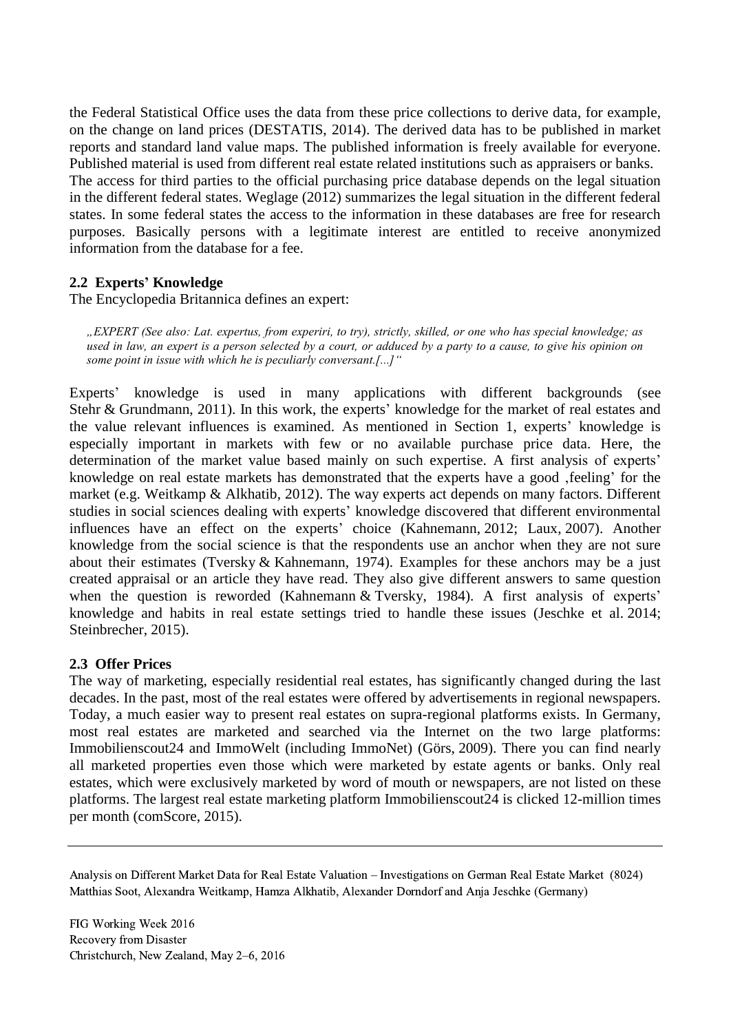the Federal Statistical Office uses the data from these price collections to derive data, for example, on the change on land prices (DESTATIS, 2014). The derived data has to be published in market reports and standard land value maps. The published information is freely available for everyone. Published material is used from different real estate related institutions such as appraisers or banks.
The access for third parties to the official purchasing price database depends on the legal situation in the different federal states. Weglage (2012) summarizes the legal situation in the different federal states. In some federal states the access to the information in these databases are free for research purposes. Basically persons with a legitimate interest are entitled to receive anonymized information from the database for a fee.

### 2.2 Experts' Knowledge

The Encyclopedia Britannica defines an expert:

> *„EXPERT (See also: Lat. expertus, from experiri, to try), strictly, skilled, or one who has special knowledge; as used in law, an expert is a person selected by a court, or adduced by a party to a cause, to give his opinion on some point in issue with which he is peculiarly conversant.[...]"*

Experts' knowledge is used in many applications with different backgrounds (see Stehr & Grundmann, 2011). In this work, the experts' knowledge for the market of real estates and the value relevant influences is examined. As mentioned in Section 1, experts' knowledge is especially important in markets with few or no available purchase price data. Here, the determination of the market value based mainly on such expertise. A first analysis of experts' knowledge on real estate markets has demonstrated that the experts have a good ‚feeling' for the market (e.g. Weitkamp & Alkhatib, 2012). The way experts act depends on many factors. Different studies in social sciences dealing with experts' knowledge discovered that different environmental influences have an effect on the experts' choice (Kahnemann, 2012; Laux, 2007). Another knowledge from the social science is that the respondents use an anchor when they are not sure about their estimates (Tversky & Kahnemann, 1974). Examples for these anchors may be a just created appraisal or an article they have read. They also give different answers to same question when the question is reworded (Kahnemann & Tversky, 1984). A first analysis of experts' knowledge and habits in real estate settings tried to handle these issues (Jeschke et al. 2014; Steinbrecher, 2015).

### 2.3 Offer Prices

The way of marketing, especially residential real estates, has significantly changed during the last decades. In the past, most of the real estates were offered by advertisements in regional newspapers. Today, a much easier way to present real estates on supra-regional platforms exists. In Germany, most real estates are marketed and searched via the Internet on the two large platforms: Immobilienscout24 and ImmoWelt (including ImmoNet) (Görs, 2009). There you can find nearly all marketed properties even those which were marketed by estate agents or banks. Only real estates, which were exclusively marketed by word of mouth or newspapers, are not listed on these platforms. The largest real estate marketing platform Immobilienscout24 is clicked 12-million times per month (comScore, 2015).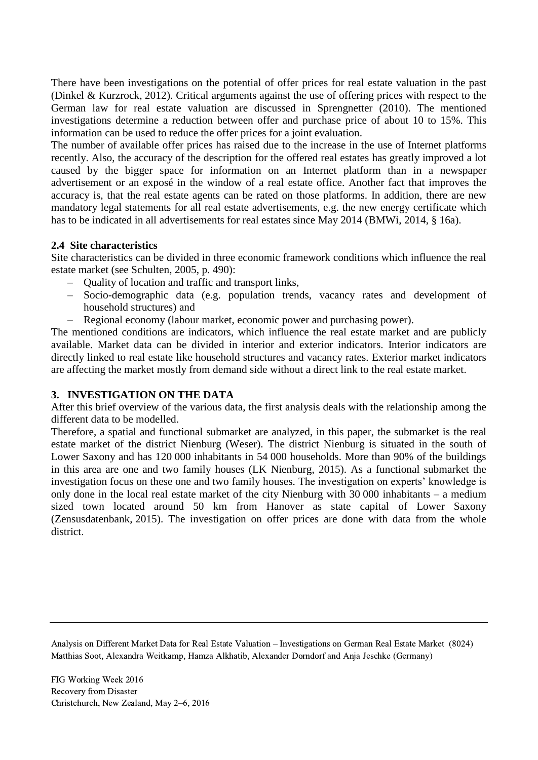There have been investigations on the potential of offer prices for real estate valuation in the past (Dinkel & Kurzrock, 2012). Critical arguments against the use of offering prices with respect to the German law for real estate valuation are discussed in Sprengnetter (2010). The mentioned investigations determine a reduction between offer and purchase price of about 10 to 15%. This information can be used to reduce the offer prices for a joint evaluation.

The number of available offer prices has raised due to the increase in the use of Internet platforms recently. Also, the accuracy of the description for the offered real estates has greatly improved a lot caused by the bigger space for information on an Internet platform than in a newspaper advertisement or an exposé in the window of a real estate office. Another fact that improves the accuracy is, that the real estate agents can be rated on those platforms. In addition, there are new mandatory legal statements for all real estate advertisements, e.g. the new energy certificate which has to be indicated in all advertisements for real estates since May 2014 (BMWi, 2014, § 16a).

### 2.4 Site characteristics

Site characteristics can be divided in three economic framework conditions which influence the real estate market (see Schulten, 2005, p. 490):

- Quality of location and traffic and transport links,
- Socio-demographic data (e.g. population trends, vacancy rates and development of household structures) and
- Regional economy (labour market, economic power and purchasing power).

The mentioned conditions are indicators, which influence the real estate market and are publicly available. Market data can be divided in interior and exterior indicators. Interior indicators are directly linked to real estate like household structures and vacancy rates. Exterior market indicators are affecting the market mostly from demand side without a direct link to the real estate market.

## 3. INVESTIGATION ON THE DATA

After this brief overview of the various data, the first analysis deals with the relationship among the different data to be modelled.

Therefore, a spatial and functional submarket are analyzed, in this paper, the submarket is the real estate market of the district Nienburg (Weser). The district Nienburg is situated in the south of Lower Saxony and has 120 000 inhabitants in 54 000 households. More than 90% of the buildings in this area are one and two family houses (LK Nienburg, 2015). As a functional submarket the investigation focus on these one and two family houses. The investigation on experts' knowledge is only done in the local real estate market of the city Nienburg with 30 000 inhabitants – a medium sized town located around 50 km from Hanover as state capital of Lower Saxony (Zensusdatenbank, 2015). The investigation on offer prices are done with data from the whole district.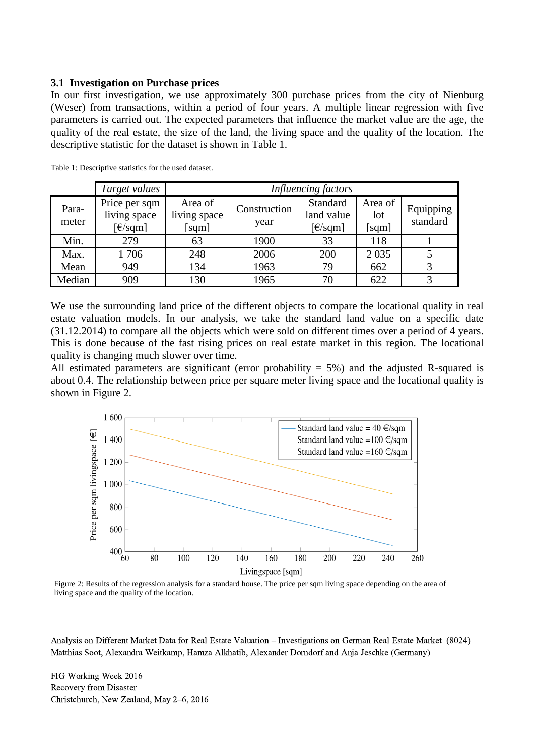### 3.1 Investigation on Purchase prices

In our first investigation, we use approximately 300 purchase prices from the city of Nienburg (Weser) from transactions, within a period of four years. A multiple linear regression with five parameters is carried out. The expected parameters that influence the market value are the age, the quality of the real estate, the size of the land, the living space and the quality of the location. The descriptive statistic for the dataset is shown in Table 1.

Table 1: Descriptive statistics for the used dataset.

| | *Target values* | *Influencing factors* | | | | |
|---|---|---|---|---|---|---|
| Para-meter | Price per sqm living space [€/sqm] | Area of living space [sqm] | Construction year | Standard land value [€/sqm] | Area of lot [sqm] | Equipping standard |
| Min. | 279 | 63 | 1900 | 33 | 118 | 1 |
| Max. | 1 706 | 248 | 2006 | 200 | 2 035 | 5 |
| Mean | 949 | 134 | 1963 | 79 | 662 | 3 |
| Median | 909 | 130 | 1965 | 70 | 622 | 3 |

We use the surrounding land price of the different objects to compare the locational quality in real estate valuation models. In our analysis, we take the standard land value on a specific date (31.12.2014) to compare all the objects which were sold on different times over a period of 4 years. This is done because of the fast rising prices on real estate market in this region. The locational quality is changing much slower over time.

All estimated parameters are significant (error probability = 5%) and the adjusted R-squared is about 0.4. The relationship between price per square meter living space and the locational quality is shown in Figure 2.

Figure 2: Results of the regression analysis for a standard house. The price per sqm living space depending on the area of living space and the quality of the location.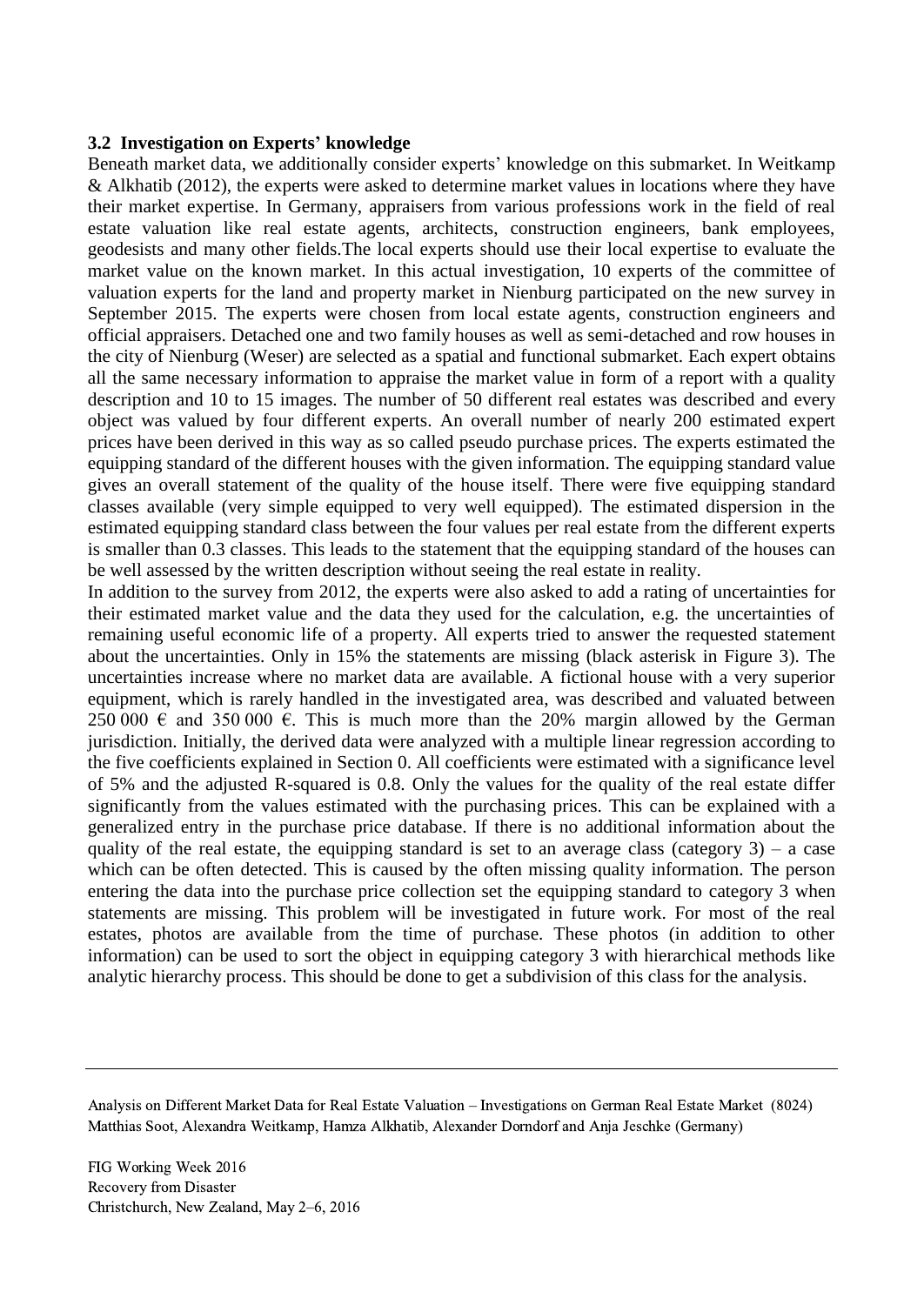### 3.2 Investigation on Experts' knowledge

Beneath market data, we additionally consider experts' knowledge on this submarket. In Weitkamp & Alkhatib (2012), the experts were asked to determine market values in locations where they have their market expertise. In Germany, appraisers from various professions work in the field of real estate valuation like real estate agents, architects, construction engineers, bank employees, geodesists and many other fields.The local experts should use their local expertise to evaluate the market value on the known market. In this actual investigation, 10 experts of the committee of valuation experts for the land and property market in Nienburg participated on the new survey in September 2015. The experts were chosen from local estate agents, construction engineers and official appraisers. Detached one and two family houses as well as semi-detached and row houses in the city of Nienburg (Weser) are selected as a spatial and functional submarket. Each expert obtains all the same necessary information to appraise the market value in form of a report with a quality description and 10 to 15 images. The number of 50 different real estates was described and every object was valued by four different experts. An overall number of nearly 200 estimated expert prices have been derived in this way as so called pseudo purchase prices. The experts estimated the equipping standard of the different houses with the given information. The equipping standard value gives an overall statement of the quality of the house itself. There were five equipping standard classes available (very simple equipped to very well equipped). The estimated dispersion in the estimated equipping standard class between the four values per real estate from the different experts is smaller than 0.3 classes. This leads to the statement that the equipping standard of the houses can be well assessed by the written description without seeing the real estate in reality.

In addition to the survey from 2012, the experts were also asked to add a rating of uncertainties for their estimated market value and the data they used for the calculation, e.g. the uncertainties of remaining useful economic life of a property. All experts tried to answer the requested statement about the uncertainties. Only in 15% the statements are missing (black asterisk in Figure 3). The uncertainties increase where no market data are available. A fictional house with a very superior equipment, which is rarely handled in the investigated area, was described and valuated between 250 000 € and 350 000 €. This is much more than the 20% margin allowed by the German jurisdiction. Initially, the derived data were analyzed with a multiple linear regression according to the five coefficients explained in Section 0. All coefficients were estimated with a significance level of 5% and the adjusted R-squared is 0.8. Only the values for the quality of the real estate differ significantly from the values estimated with the purchasing prices. This can be explained with a generalized entry in the purchase price database. If there is no additional information about the quality of the real estate, the equipping standard is set to an average class (category 3) – a case which can be often detected. This is caused by the often missing quality information. The person entering the data into the purchase price collection set the equipping standard to category 3 when statements are missing. This problem will be investigated in future work. For most of the real estates, photos are available from the time of purchase. These photos (in addition to other information) can be used to sort the object in equipping category 3 with hierarchical methods like analytic hierarchy process. This should be done to get a subdivision of this class for the analysis.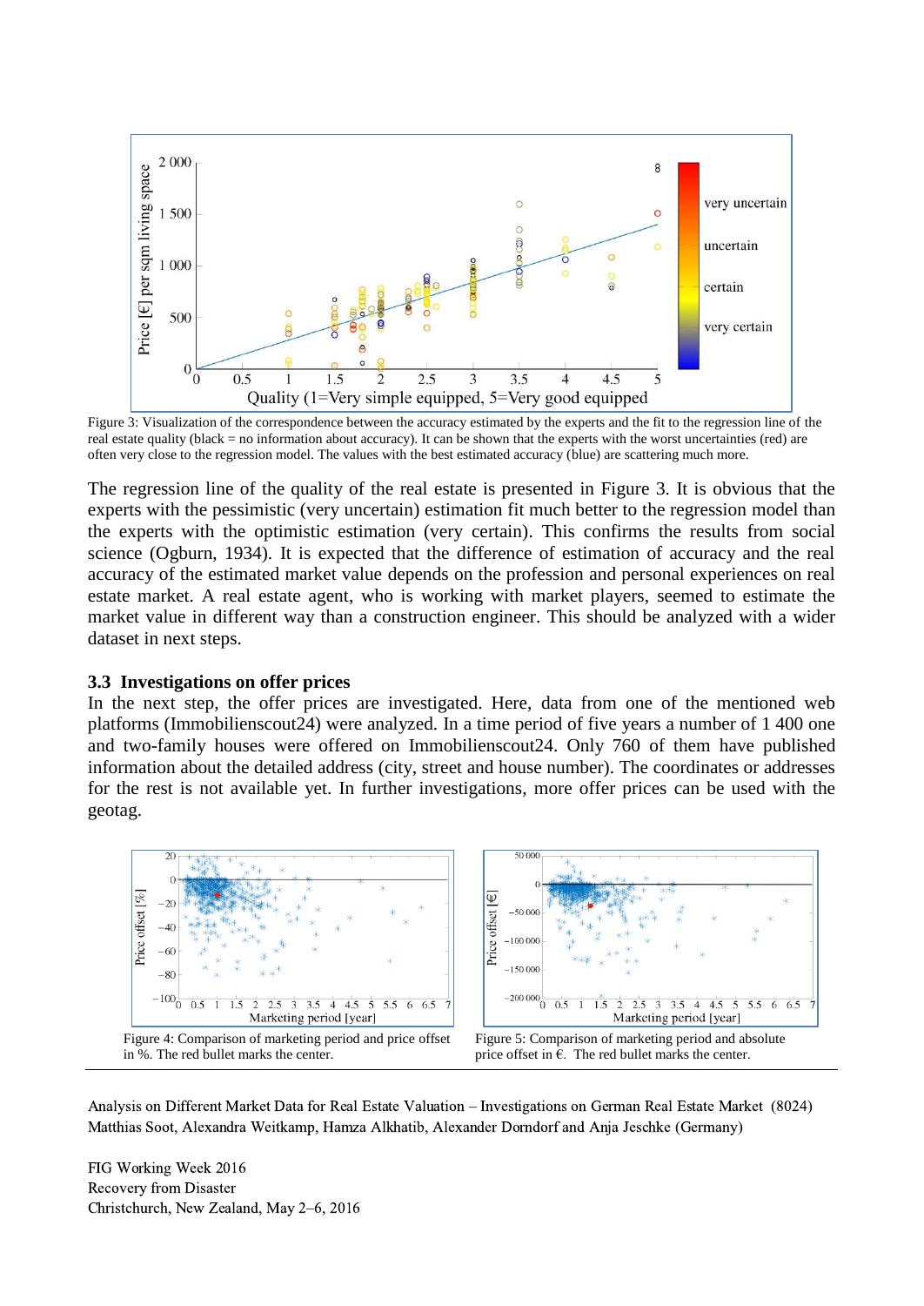Figure 3: Visualization of the correspondence between the accuracy estimated by the experts and the fit to the regression line of the real estate quality (black = no information about accuracy). It can be shown that the experts with the worst uncertainties (red) are often very close to the regression model. The values with the best estimated accuracy (blue) are scattering much more.

The regression line of the quality of the real estate is presented in Figure 3. It is obvious that the experts with the pessimistic (very uncertain) estimation fit much better to the regression model than the experts with the optimistic estimation (very certain). This confirms the results from social science (Ogburn, 1934). It is expected that the difference of estimation of accuracy and the real accuracy of the estimated market value depends on the profession and personal experiences on real estate market. A real estate agent, who is working with market players, seemed to estimate the market value in different way than a construction engineer. This should be analyzed with a wider dataset in next steps.

### 3.3 Investigations on offer prices

In the next step, the offer prices are investigated. Here, data from one of the mentioned web platforms (Immobilienscout24) were analyzed. In a time period of five years a number of 1 400 one and two-family houses were offered on Immobilienscout24. Only 760 of them have published information about the detailed address (city, street and house number). The coordinates or addresses for the rest is not available yet. In further investigations, more offer prices can be used with the geotag.

Figure 4: Comparison of marketing period and price offset in %. The red bullet marks the center.

Figure 5: Comparison of marketing period and absolute price offset in €. The red bullet marks the center.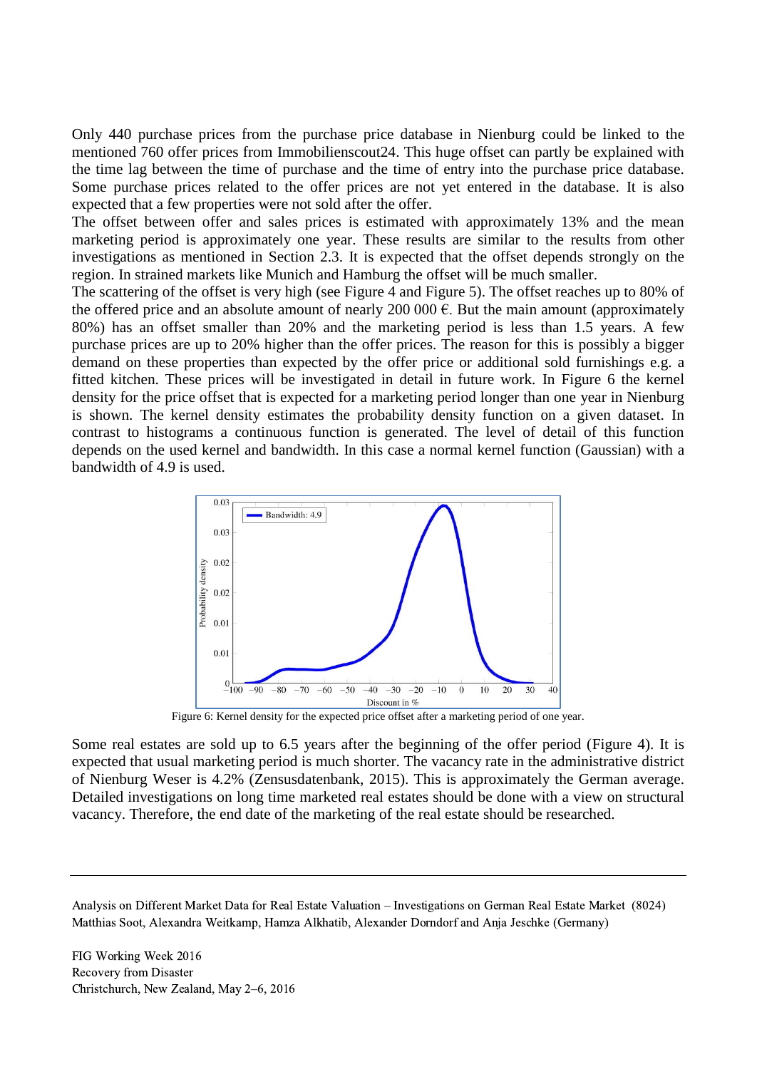Only 440 purchase prices from the purchase price database in Nienburg could be linked to the mentioned 760 offer prices from Immobilienscout24. This huge offset can partly be explained with the time lag between the time of purchase and the time of entry into the purchase price database. Some purchase prices related to the offer prices are not yet entered in the database. It is also expected that a few properties were not sold after the offer.

The offset between offer and sales prices is estimated with approximately 13% and the mean marketing period is approximately one year. These results are similar to the results from other investigations as mentioned in Section 2.3. It is expected that the offset depends strongly on the region. In strained markets like Munich and Hamburg the offset will be much smaller.

The scattering of the offset is very high (see Figure 4 and Figure 5). The offset reaches up to 80% of the offered price and an absolute amount of nearly 200 000 €. But the main amount (approximately 80%) has an offset smaller than 20% and the marketing period is less than 1.5 years. A few purchase prices are up to 20% higher than the offer prices. The reason for this is possibly a bigger demand on these properties than expected by the offer price or additional sold furnishings e.g. a fitted kitchen. These prices will be investigated in detail in future work. In Figure 6 the kernel density for the price offset that is expected for a marketing period longer than one year in Nienburg is shown. The kernel density estimates the probability density function on a given dataset. In contrast to histograms a continuous function is generated. The level of detail of this function depends on the used kernel and bandwidth. In this case a normal kernel function (Gaussian) with a bandwidth of 4.9 is used.

Figure 6: Kernel density for the expected price offset after a marketing period of one year.

Some real estates are sold up to 6.5 years after the beginning of the offer period (Figure 4). It is expected that usual marketing period is much shorter. The vacancy rate in the administrative district of Nienburg Weser is 4.2% (Zensusdatenbank, 2015). This is approximately the German average. Detailed investigations on long time marketed real estates should be done with a view on structural vacancy. Therefore, the end date of the marketing of the real estate should be researched.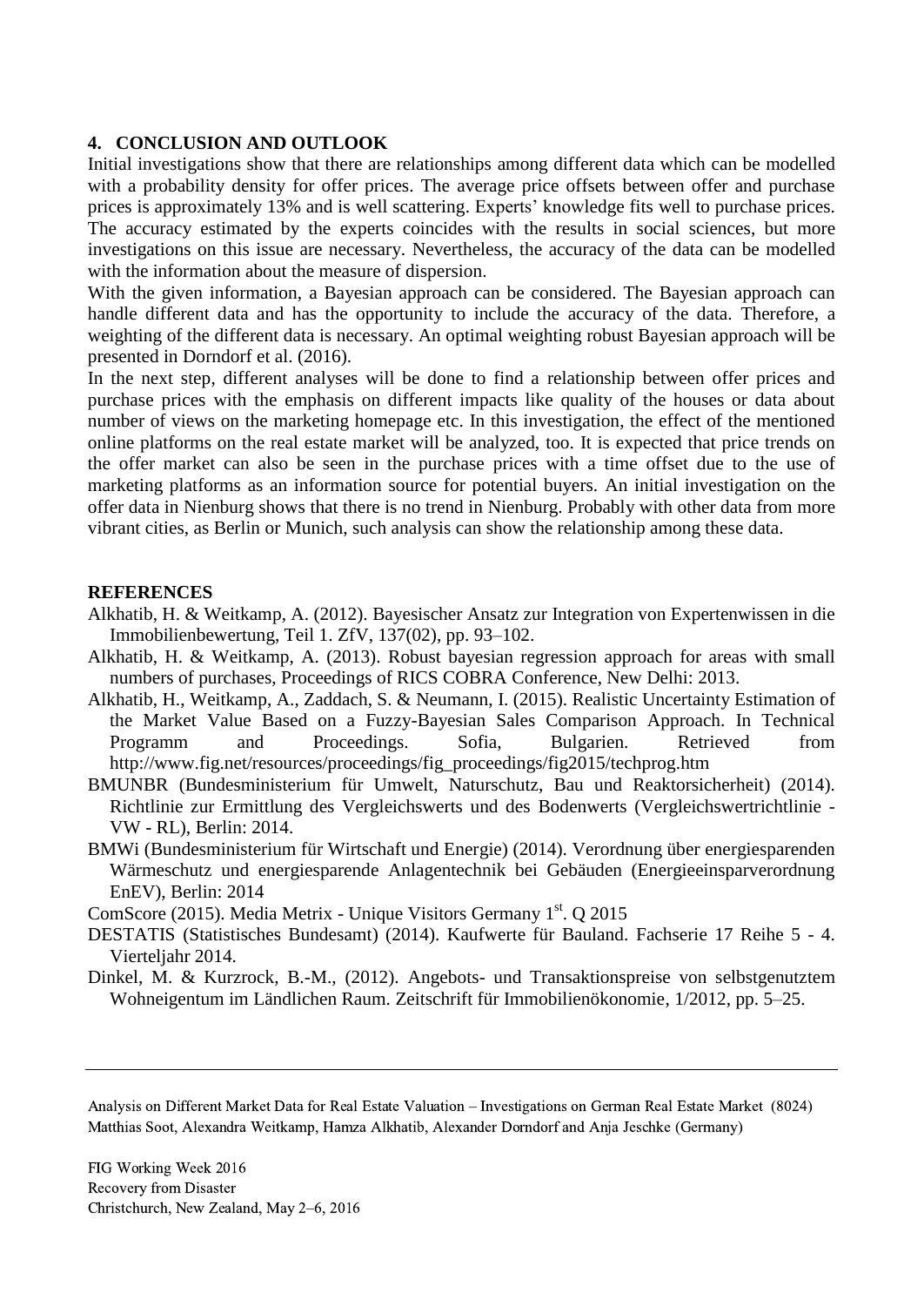## 4. CONCLUSION AND OUTLOOK

Initial investigations show that there are relationships among different data which can be modelled with a probability density for offer prices. The average price offsets between offer and purchase prices is approximately 13% and is well scattering. Experts' knowledge fits well to purchase prices. The accuracy estimated by the experts coincides with the results in social sciences, but more investigations on this issue are necessary. Nevertheless, the accuracy of the data can be modelled with the information about the measure of dispersion.

With the given information, a Bayesian approach can be considered. The Bayesian approach can handle different data and has the opportunity to include the accuracy of the data. Therefore, a weighting of the different data is necessary. An optimal weighting robust Bayesian approach will be presented in Dorndorf et al. (2016).

In the next step, different analyses will be done to find a relationship between offer prices and purchase prices with the emphasis on different impacts like quality of the houses or data about number of views on the marketing homepage etc. In this investigation, the effect of the mentioned online platforms on the real estate market will be analyzed, too. It is expected that price trends on the offer market can also be seen in the purchase prices with a time offset due to the use of marketing platforms as an information source for potential buyers. An initial investigation on the offer data in Nienburg shows that there is no trend in Nienburg. Probably with other data from more vibrant cities, as Berlin or Munich, such analysis can show the relationship among these data.

## REFERENCES

Alkhatib, H. & Weitkamp, A. (2012). Bayesischer Ansatz zur Integration von Expertenwissen in die Immobilienbewertung, Teil 1. ZfV, 137(02), pp. 93–102.

Alkhatib, H. & Weitkamp, A. (2013). Robust bayesian regression approach for areas with small numbers of purchases, Proceedings of RICS COBRA Conference, New Delhi: 2013.

Alkhatib, H., Weitkamp, A., Zaddach, S. & Neumann, I. (2015). Realistic Uncertainty Estimation of the Market Value Based on a Fuzzy-Bayesian Sales Comparison Approach. In Technical Programm and Proceedings. Sofia, Bulgarien. Retrieved from http://www.fig.net/resources/proceedings/fig_proceedings/fig2015/techprog.htm

BMUNBR (Bundesministerium für Umwelt, Naturschutz, Bau und Reaktorsicherheit) (2014). Richtlinie zur Ermittlung des Vergleichswerts und des Bodenwerts (Vergleichswertrichtlinie - VW - RL), Berlin: 2014.

BMWi (Bundesministerium für Wirtschaft und Energie) (2014). Verordnung über energiesparenden Wärmeschutz und energiesparende Anlagentechnik bei Gebäuden (Energieeinsparverordnung EnEV), Berlin: 2014

ComScore (2015). Media Metrix - Unique Visitors Germany 1st. Q 2015

DESTATIS (Statistisches Bundesamt) (2014). Kaufwerte für Bauland. Fachserie 17 Reihe 5 - 4. Vierteljahr 2014.

Dinkel, M. & Kurzrock, B.-M., (2012). Angebots- und Transaktionspreise von selbstgenutztem Wohneigentum im Ländlichen Raum. Zeitschrift für Immobilienökonomie, 1/2012, pp. 5–25.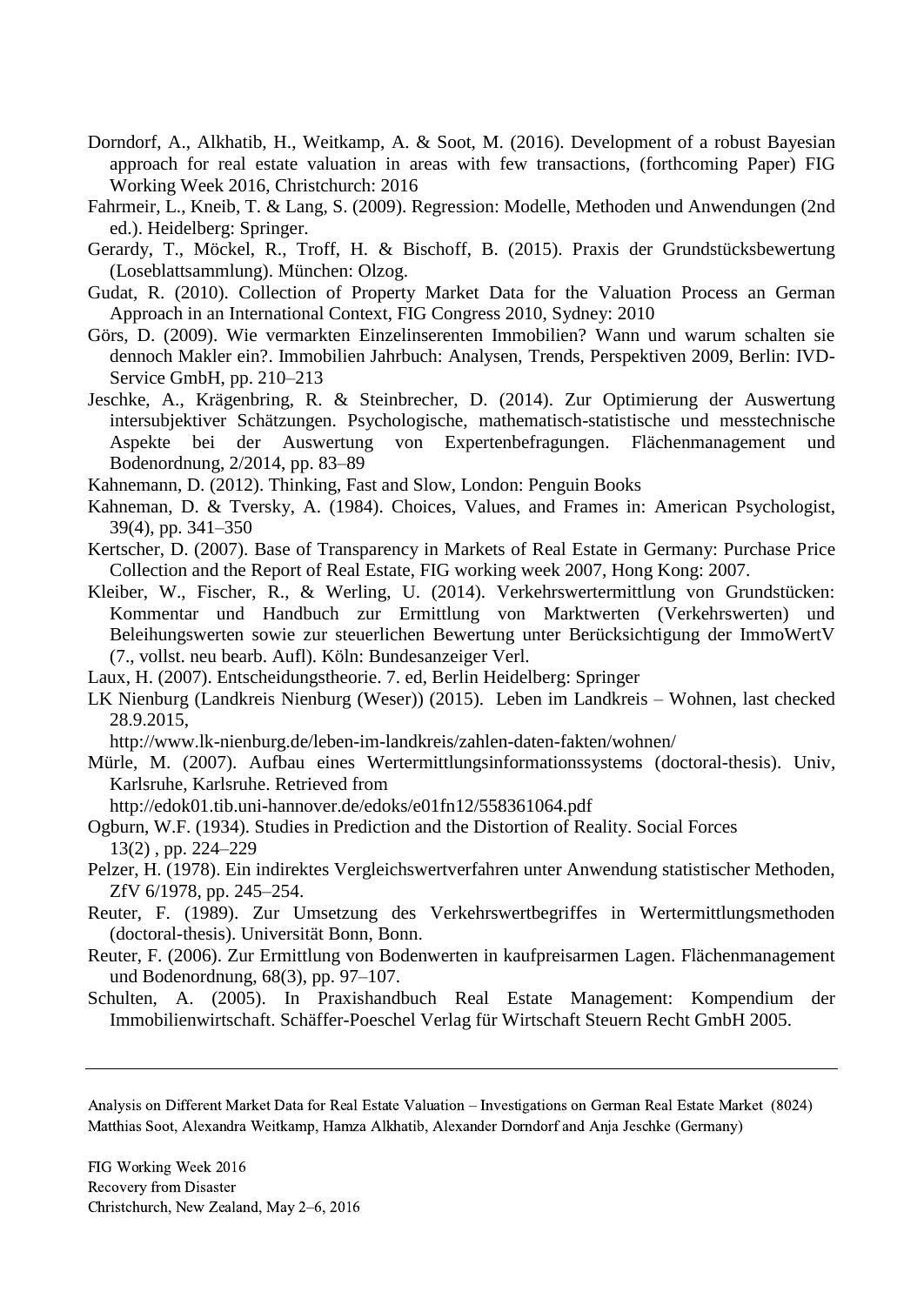Dorndorf, A., Alkhatib, H., Weitkamp, A. & Soot, M. (2016). Development of a robust Bayesian approach for real estate valuation in areas with few transactions, (forthcoming Paper) FIG Working Week 2016, Christchurch: 2016

Fahrmeir, L., Kneib, T. & Lang, S. (2009). Regression: Modelle, Methoden und Anwendungen (2nd ed.). Heidelberg: Springer.

Gerardy, T., Möckel, R., Troff, H. & Bischoff, B. (2015). Praxis der Grundstücksbewertung (Loseblattsammlung). München: Olzog.

Gudat, R. (2010). Collection of Property Market Data for the Valuation Process an German Approach in an International Context, FIG Congress 2010, Sydney: 2010

Görs, D. (2009). Wie vermarkten Einzelinserenten Immobilien? Wann und warum schalten sie dennoch Makler ein?. Immobilien Jahrbuch: Analysen, Trends, Perspektiven 2009, Berlin: IVD-Service GmbH, pp. 210–213

Jeschke, A., Krägenbring, R. & Steinbrecher, D. (2014). Zur Optimierung der Auswertung intersubjektiver Schätzungen. Psychologische, mathematisch-statistische und messtechnische Aspekte bei der Auswertung von Expertenbefragungen. Flächenmanagement und Bodenordnung, 2/2014, pp. 83–89

Kahnemann, D. (2012). Thinking, Fast and Slow, London: Penguin Books

Kahneman, D. & Tversky, A. (1984). Choices, Values, and Frames in: American Psychologist, 39(4), pp. 341–350

Kertscher, D. (2007). Base of Transparency in Markets of Real Estate in Germany: Purchase Price Collection and the Report of Real Estate, FIG working week 2007, Hong Kong: 2007.

Kleiber, W., Fischer, R., & Werling, U. (2014). Verkehrswertermittlung von Grundstücken: Kommentar und Handbuch zur Ermittlung von Marktwerten (Verkehrswerten) und Beleihungswerten sowie zur steuerlichen Bewertung unter Berücksichtigung der ImmoWertV (7., vollst. neu bearb. Aufl). Köln: Bundesanzeiger Verl.

Laux, H. (2007). Entscheidungstheorie. 7. ed, Berlin Heidelberg: Springer

LK Nienburg (Landkreis Nienburg (Weser)) (2015). Leben im Landkreis – Wohnen, last checked 28.9.2015, http://www.lk-nienburg.de/leben-im-landkreis/zahlen-daten-fakten/wohnen/

Mürle, M. (2007). Aufbau eines Wertermittlungsinformationssystems (doctoral-thesis). Univ, Karlsruhe, Karlsruhe. Retrieved from http://edok01.tib.uni-hannover.de/edoks/e01fn12/558361064.pdf

Ogburn, W.F. (1934). Studies in Prediction and the Distortion of Reality. Social Forces 13(2) , pp. 224–229

Pelzer, H. (1978). Ein indirektes Vergleichswertverfahren unter Anwendung statistischer Methoden, ZfV 6/1978, pp. 245–254.

Reuter, F. (1989). Zur Umsetzung des Verkehrswertbegriffes in Wertermittlungsmethoden (doctoral-thesis). Universität Bonn, Bonn.

Reuter, F. (2006). Zur Ermittlung von Bodenwerten in kaufpreisarmen Lagen. Flächenmanagement und Bodenordnung, 68(3), pp. 97–107.

Schulten, A. (2005). In Praxishandbuch Real Estate Management: Kompendium der Immobilienwirtschaft. Schäffer-Poeschel Verlag für Wirtschaft Steuern Recht GmbH 2005.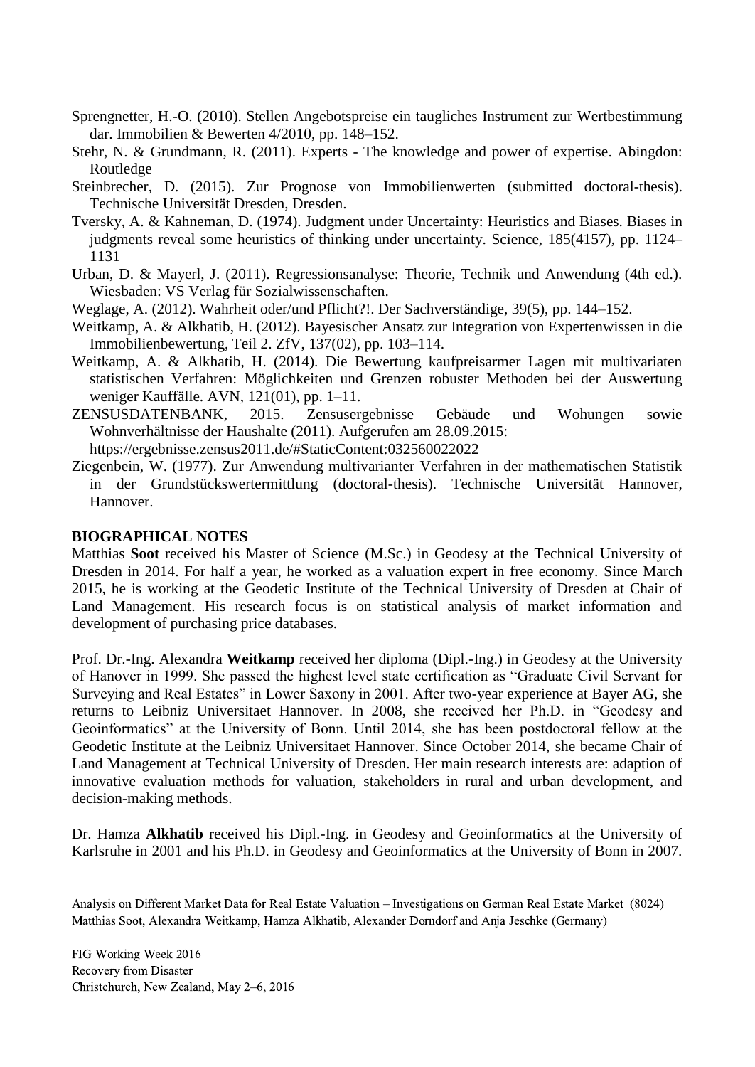Sprengnetter, H.-O. (2010). Stellen Angebotspreise ein taugliches Instrument zur Wertbestimmung dar. Immobilien & Bewerten 4/2010, pp. 148–152.

Stehr, N. & Grundmann, R. (2011). Experts - The knowledge and power of expertise. Abingdon: Routledge

Steinbrecher, D. (2015). Zur Prognose von Immobilienwerten (submitted doctoral-thesis). Technische Universität Dresden, Dresden.

Tversky, A. & Kahneman, D. (1974). Judgment under Uncertainty: Heuristics and Biases. Biases in judgments reveal some heuristics of thinking under uncertainty. Science, 185(4157), pp. 1124–1131

Urban, D. & Mayerl, J. (2011). Regressionsanalyse: Theorie, Technik und Anwendung (4th ed.). Wiesbaden: VS Verlag für Sozialwissenschaften.

Weglage, A. (2012). Wahrheit oder/und Pflicht?!. Der Sachverständige, 39(5), pp. 144–152.

Weitkamp, A. & Alkhatib, H. (2012). Bayesischer Ansatz zur Integration von Expertenwissen in die Immobilienbewertung, Teil 2. ZfV, 137(02), pp. 103–114.

Weitkamp, A. & Alkhatib, H. (2014). Die Bewertung kaufpreisarmer Lagen mit multivariaten statistischen Verfahren: Möglichkeiten und Grenzen robuster Methoden bei der Auswertung weniger Kauffälle. AVN, 121(01), pp. 1–11.

ZENSUSDATENBANK, 2015. Zensusergebnisse Gebäude und Wohungen sowie Wohnverhältnisse der Haushalte (2011). Aufgerufen am 28.09.2015: https://ergebnisse.zensus2011.de/#StaticContent:032560022022

Ziegenbein, W. (1977). Zur Anwendung multivarianter Verfahren in der mathematischen Statistik in der Grundstückswertermittlung (doctoral-thesis). Technische Universität Hannover, Hannover.

## BIOGRAPHICAL NOTES

Matthias **Soot** received his Master of Science (M.Sc.) in Geodesy at the Technical University of Dresden in 2014. For half a year, he worked as a valuation expert in free economy. Since March 2015, he is working at the Geodetic Institute of the Technical University of Dresden at Chair of Land Management. His research focus is on statistical analysis of market information and development of purchasing price databases.

Prof. Dr.-Ing. Alexandra **Weitkamp** received her diploma (Dipl.-Ing.) in Geodesy at the University of Hanover in 1999. She passed the highest level state certification as "Graduate Civil Servant for Surveying and Real Estates" in Lower Saxony in 2001. After two-year experience at Bayer AG, she returns to Leibniz Universitaet Hannover. In 2008, she received her Ph.D. in "Geodesy and Geoinformatics" at the University of Bonn. Until 2014, she has been postdoctoral fellow at the Geodetic Institute at the Leibniz Universitaet Hannover. Since October 2014, she became Chair of Land Management at Technical University of Dresden. Her main research interests are: adaption of innovative evaluation methods for valuation, stakeholders in rural and urban development, and decision-making methods.

Dr. Hamza **Alkhatib** received his Dipl.-Ing. in Geodesy and Geoinformatics at the University of Karlsruhe in 2001 and his Ph.D. in Geodesy and Geoinformatics at the University of Bonn in 2007.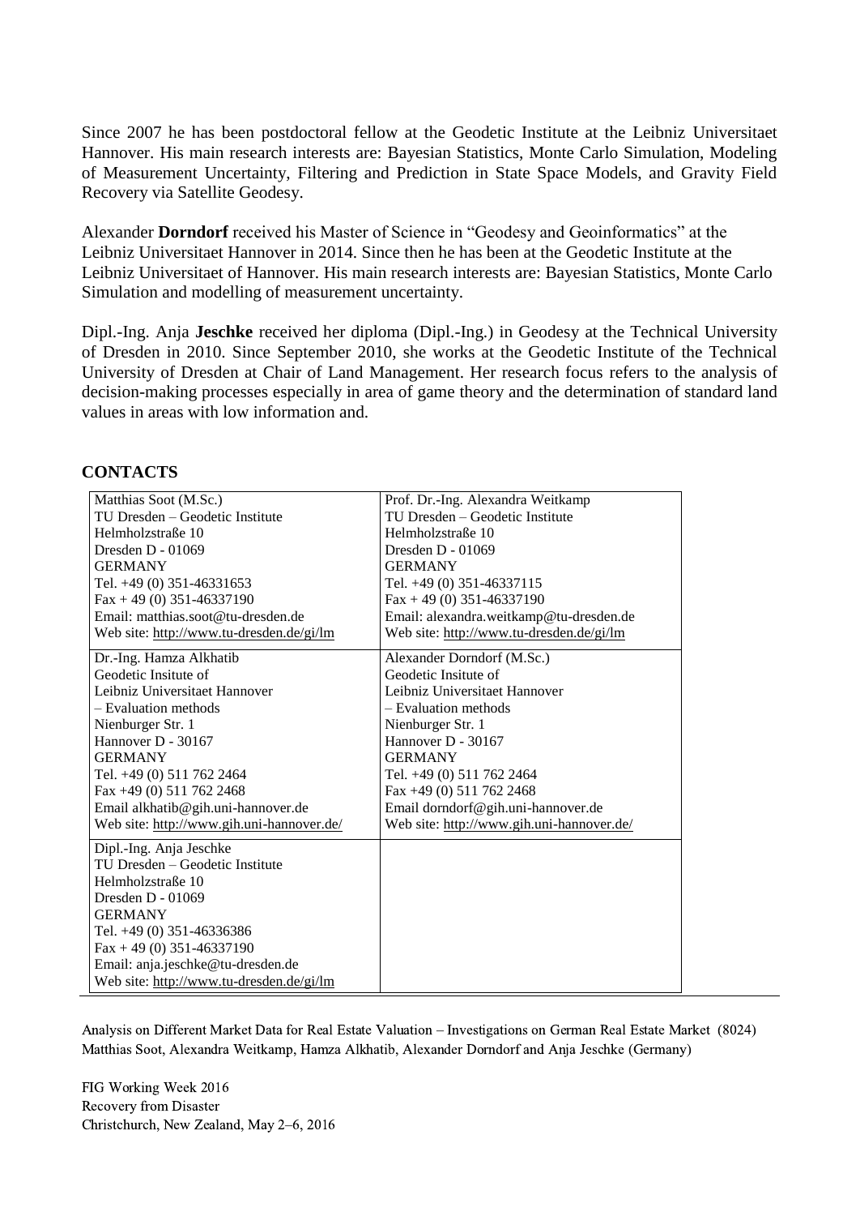Since 2007 he has been postdoctoral fellow at the Geodetic Institute at the Leibniz Universitaet Hannover. His main research interests are: Bayesian Statistics, Monte Carlo Simulation, Modeling of Measurement Uncertainty, Filtering and Prediction in State Space Models, and Gravity Field Recovery via Satellite Geodesy.

Alexander **Dorndorf** received his Master of Science in "Geodesy and Geoinformatics" at the Leibniz Universitaet Hannover in 2014. Since then he has been at the Geodetic Institute at the Leibniz Universitaet of Hannover. His main research interests are: Bayesian Statistics, Monte Carlo Simulation and modelling of measurement uncertainty.

Dipl.-Ing. Anja **Jeschke** received her diploma (Dipl.-Ing.) in Geodesy at the Technical University of Dresden in 2010. Since September 2010, she works at the Geodetic Institute of the Technical University of Dresden at Chair of Land Management. Her research focus refers to the analysis of decision-making processes especially in area of game theory and the determination of standard land values in areas with low information and.

## CONTACTS

| | |
|---|---|
| Matthias Soot (M.Sc.)<br>TU Dresden – Geodetic Institute<br>Helmholzstraße 10<br>Dresden D - 01069<br>GERMANY<br>Tel. +49 (0) 351-46331653<br>Fax + 49 (0) 351-46337190<br>Email: matthias.soot@tu-dresden.de<br>Web site: http://www.tu-dresden.de/gi/lm | Prof. Dr.-Ing. Alexandra Weitkamp<br>TU Dresden – Geodetic Institute<br>Helmholzstraße 10<br>Dresden D - 01069<br>GERMANY<br>Tel. +49 (0) 351-46337115<br>Fax + 49 (0) 351-46337190<br>Email: alexandra.weitkamp@tu-dresden.de<br>Web site: http://www.tu-dresden.de/gi/lm |
| Dr.-Ing. Hamza Alkhatib<br>Geodetic Insitute of<br>Leibniz Universitaet Hannover<br>– Evaluation methods<br>Nienburger Str. 1<br>Hannover D - 30167<br>GERMANY<br>Tel. +49 (0) 511 762 2464<br>Fax +49 (0) 511 762 2468<br>Email alkhatib@gih.uni-hannover.de<br>Web site: http://www.gih.uni-hannover.de/ | Alexander Dorndorf (M.Sc.)<br>Geodetic Insitute of<br>Leibniz Universitaet Hannover<br>– Evaluation methods<br>Nienburger Str. 1<br>Hannover D - 30167<br>GERMANY<br>Tel. +49 (0) 511 762 2464<br>Fax +49 (0) 511 762 2468<br>Email dorndorf@gih.uni-hannover.de<br>Web site: http://www.gih.uni-hannover.de/ |
| Dipl.-Ing. Anja Jeschke<br>TU Dresden – Geodetic Institute<br>Helmholzstraße 10<br>Dresden D - 01069<br>GERMANY<br>Tel. +49 (0) 351-46336386<br>Fax + 49 (0) 351-46337190<br>Email: anja.jeschke@tu-dresden.de<br>Web site: http://www.tu-dresden.de/gi/lm | |